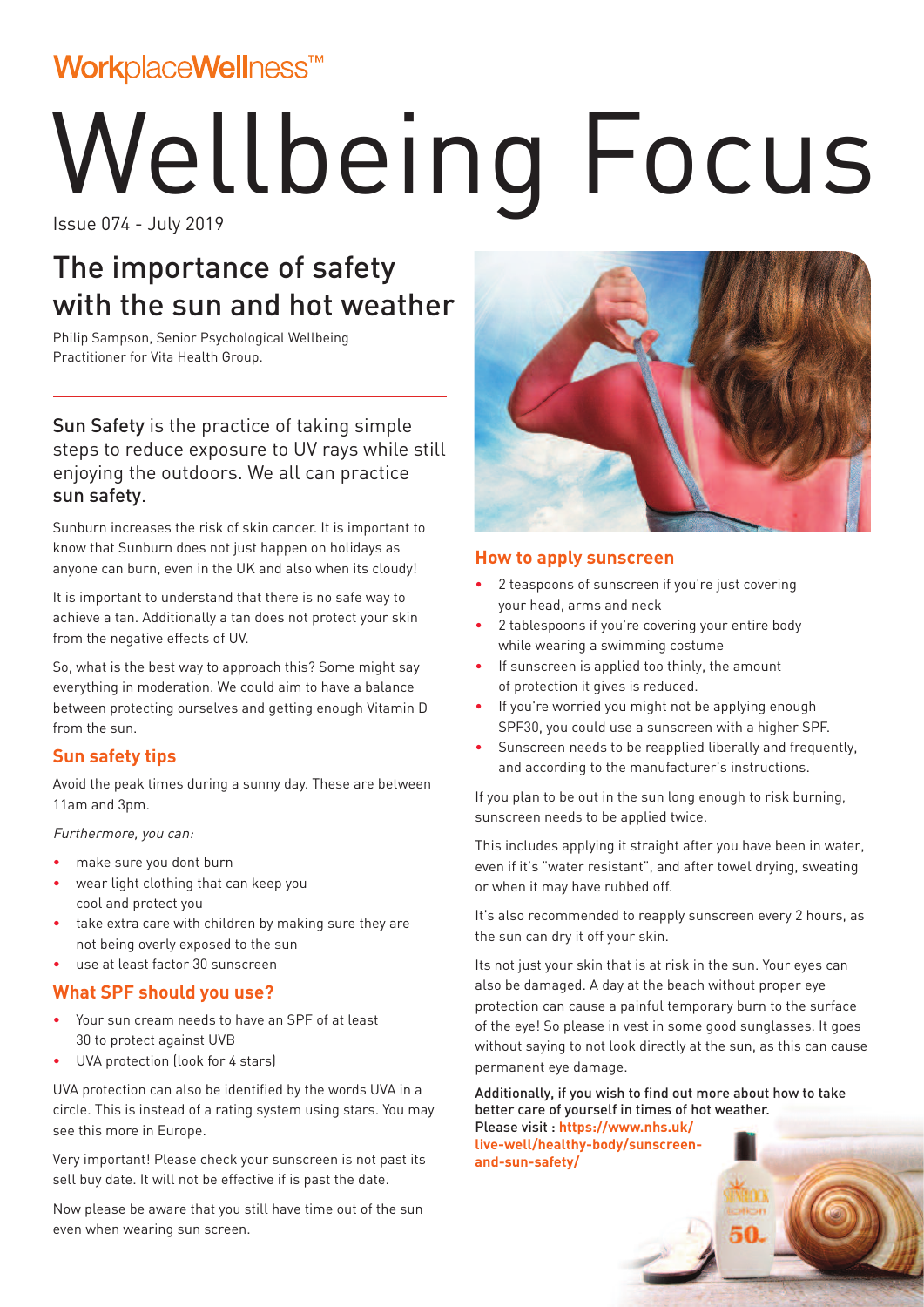WorkplaceWellness™

# Wellbeing Focus

Issue 074 - July 2019

## The importance of safety with the sun and hot weather

Philip Sampson, Senior Psychological Wellbeing Practitioner for Vita Health Group.

Sun Safety is the practice of taking simple steps to reduce exposure to UV rays while still enjoying the outdoors. We all can practice sun safety.

Sunburn increases the risk of skin cancer. It is important to know that Sunburn does not just happen on holidays as anyone can burn, even in the UK and also when its cloudy!

It is important to understand that there is no safe way to achieve a tan. Additionally a tan does not protect your skin from the negative effects of UV.

So, what is the best way to approach this? Some might say everything in moderation. We could aim to have a balance between protecting ourselves and getting enough Vitamin D from the sun.

### Sun safety tips

Avoid the peak times during a sunny day. These are between 11am and 3pm.

*Furthermore, you can:*

- make sure you dont burn
- wear light clothing that can keep you cool and protect you
- take extra care with children by making sure they are not being overly exposed to the sun
- use at least factor 30 sunscreen

### What SPF should you use?

- Your sun cream needs to have an SPF of at least 30 to protect against UVB
- UVA protection (look for 4 stars)

UVA protection can also be identified by the words UVA in a circle. This is instead of a rating system using stars. You may see this more in Europe.

Very important! Please check your sunscreen is not past its sell buy date. It will not be effective if is past the date.

Now please be aware that you still have time out of the sun even when wearing sun screen.

### How to apply sunscreen

- 2 teaspoons of sunscreen if you're just covering your head, arms and neck
- 2 tablespoons if you're covering your entire body while wearing a swimming costume
- If sunscreen is applied too thinly, the amount of protection it gives is reduced.
- If you're worried you might not be applying enough SPF30, you could use a sunscreen with a higher SPF.
- Sunscreen needs to be reapplied liberally and frequently, and according to the manufacturer's instructions.

If you plan to be out in the sun long enough to risk burning, sunscreen needs to be applied twice.

This includes applying it straight after you have been in water, even if it's "water resistant", and after towel drying, sweating or when it may have rubbed off.

It's also recommended to reapply sunscreen every 2 hours, as the sun can dry it off your skin.

Its not just your skin that is at risk in the sun. Your eyes can also be damaged. A day at the beach without proper eye protection can cause a painful temporary burn to the surface of the eye! So please in vest in some good sunglasses. It goes without saying to not look directly at the sun, as this can cause permanent eye damage.

Additionally, if you wish to find out more about how to take better care of yourself in times of hot weather. Please visit : **https://www.nhs.uk/live-well/healthy-body/sunscreen-and-sun-safety/**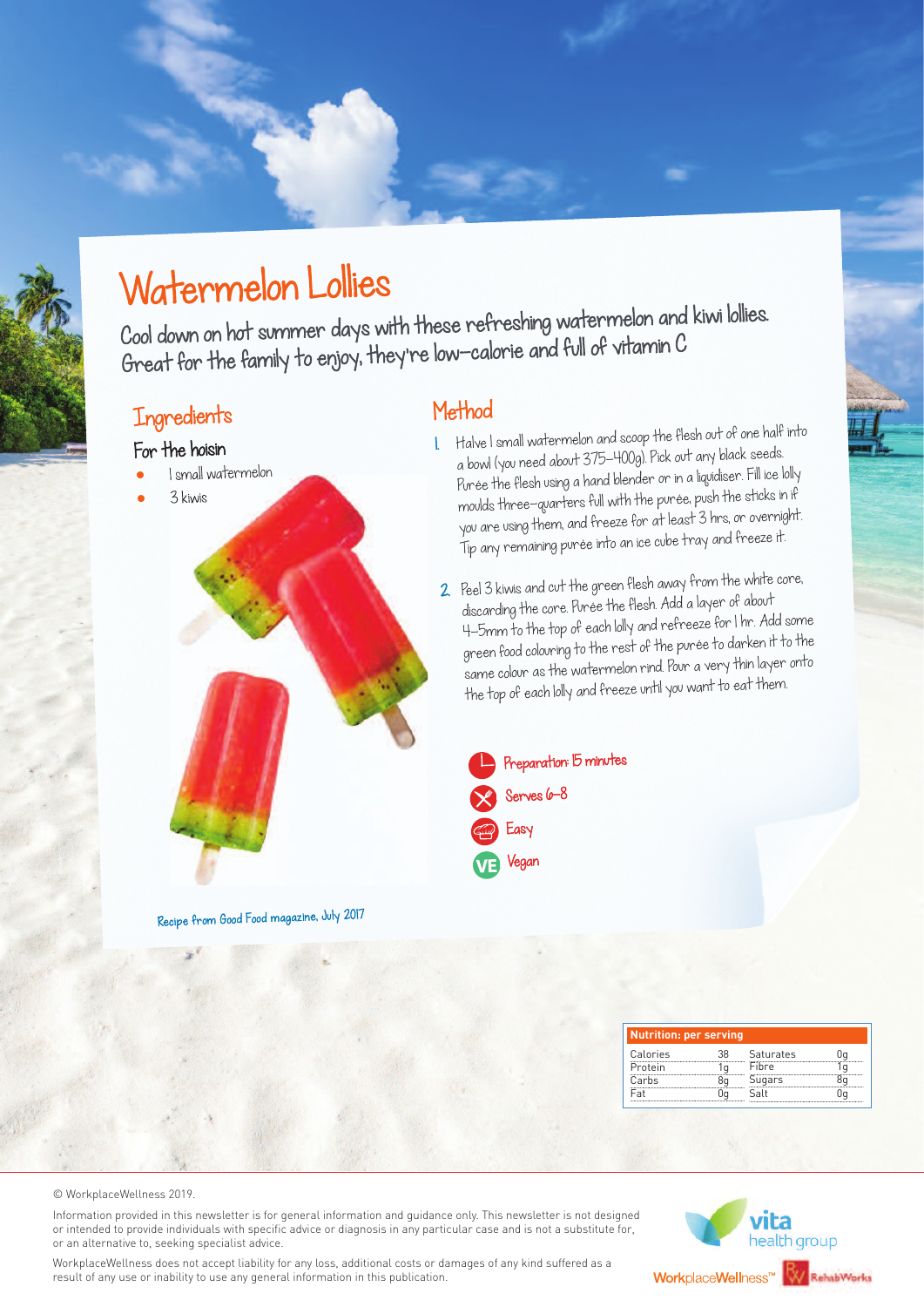# Watermelon Lollies

Cool down on hot summer days with these refreshing watermelon and kiwi lollies. Great for the family to enjoy, they're low-calorie and full of vitamin C

## Ingredients

### For the hoisin

- 1 small watermelon
- 3 kiwis

## Method

1. Halve 1 small watermelon and scoop the flesh out of one half into a bowl (you need about 375–400g). Pick out any black seeds. Purée the flesh using a hand blender or in a liquidiser. Fill ice lolly moulds three-quarters full with the purée, push the sticks in if you are using them, and freeze for at least 3 hrs, or overnight. Tip any remaining purée into an ice cube tray and freeze it.

2. Peel 3 kiwis and cut the green flesh away from the white core, discarding the core. Purée the flesh. Add a layer of about 4–5mm to the top of each lolly and refreeze for 1 hr. Add some green food colouring to the rest of the purée to darken it to the same colour as the watermelon rind. Pour a very thin layer onto the top of each lolly and freeze until you want to eat them.

Preparation: 15 minutes

Serves 6–8

Easy

Vegan

Recipe from Good Food magazine, July 2017

| Nutrition: per serving | | | |
|---|---|---|---|
| Calories | 38 | Saturates | 0g |
| Protein | 1g | Fibre | 1g |
| Carbs | 8g | Sugars | 8g |
| Fat | 0g | Salt | 0g |

© WorkplaceWellness 2019.

Information provided in this newsletter is for general information and guidance only. This newsletter is not designed or intended to provide individuals with specific advice or diagnosis in any particular case and is not a substitute for, or an alternative to, seeking specialist advice.

WorkplaceWellness does not accept liability for any loss, additional costs or damages of any kind suffered as a result of any use or inability to use any general information in this publication.

vita health group

WorkplaceWellness™ RehabWorks